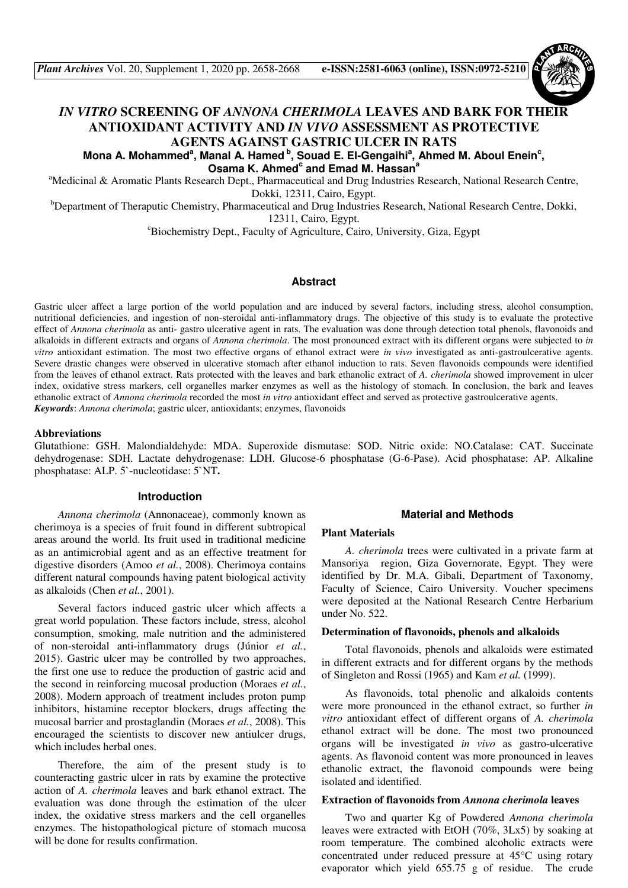# *IN VITRO* SCREENING OF *ANNONA CHERIMOLA* LEAVES AND BARK FOR THEIR ANTIOXIDANT ACTIVITY AND *IN VIVO* ASSESSMENT AS PROTECTIVE AGENTS AGAINST GASTRIC ULCER IN RATS

**Mona A. Mohammed[a], Manal A. Hamed [b], Souad E. El-Gengaihi[a], Ahmed M. Aboul Enein[c], Osama K. Ahmed[c] and Emad M. Hassan[a]**

[a]Medicinal & Aromatic Plants Research Dept., Pharmaceutical and Drug Industries Research, National Research Centre, Dokki, 12311, Cairo, Egypt.

[b]Department of Theraputic Chemistry, Pharmaceutical and Drug Industries Research, National Research Centre, Dokki, 12311, Cairo, Egypt.

[c]Biochemistry Dept., Faculty of Agriculture, Cairo, University, Giza, Egypt

## Abstract

Gastric ulcer affect a large portion of the world population and are induced by several factors, including stress, alcohol consumption, nutritional deficiencies, and ingestion of non-steroidal anti-inflammatory drugs. The objective of this study is to evaluate the protective effect of *Annona cherimola* as anti- gastro ulcerative agent in rats. The evaluation was done through detection total phenols, flavonoids and alkaloids in different extracts and organs of *Annona cherimola*. The most pronounced extract with its different organs were subjected to *in vitro* antioxidant estimation. The most two effective organs of ethanol extract were *in vivo* investigated as anti-gastroulcerative agents. Severe drastic changes were observed in ulcerative stomach after ethanol induction to rats. Seven flavonoids compounds were identified from the leaves of ethanol extract. Rats protected with the leaves and bark ethanolic extract of *A. cherimola* showed improvement in ulcer index, oxidative stress markers, cell organelles marker enzymes as well as the histology of stomach. In conclusion, the bark and leaves ethanolic extract of *Annona cherimola* recorded the most *in vitro* antioxidant effect and served as protective gastroulcerative agents.

***Keywords***: *Annona cherimola*; gastric ulcer, antioxidants; enzymes, flavonoids

### Abbreviations

Glutathione: GSH. Malondialdehyde: MDA. Superoxide dismutase: SOD. Nitric oxide: NO.Catalase: CAT. Succinate dehydrogenase: SDH. Lactate dehydrogenase: LDH. Glucose-6 phosphatase (G-6-Pase). Acid phosphatase: AP. Alkaline phosphatase: ALP. 5`-nucleotidase: 5`NT**.**

## Introduction

*Annona cherimola* (Annonaceae), commonly known as cherimoya is a species of fruit found in different subtropical areas around the world. Its fruit used in traditional medicine as an antimicrobial agent and as an effective treatment for digestive disorders (Amoo *et al.*, 2008). Cherimoya contains different natural compounds having patent biological activity as alkaloids (Chen *et al.*, 2001).

Several factors induced gastric ulcer which affects a great world population. These factors include, stress, alcohol consumption, smoking, male nutrition and the administered of non-steroidal anti-inflammatory drugs (Júnior *et al.*, 2015). Gastric ulcer may be controlled by two approaches, the first one use to reduce the production of gastric acid and the second in reinforcing mucosal production (Moraes *et al.*, 2008). Modern approach of treatment includes proton pump inhibitors, histamine receptor blockers, drugs affecting the mucosal barrier and prostaglandin (Moraes *et al.*, 2008). This encouraged the scientists to discover new antiulcer drugs, which includes herbal ones.

Therefore, the aim of the present study is to counteracting gastric ulcer in rats by examine the protective action of *A. cherimola* leaves and bark ethanol extract. The evaluation was done through the estimation of the ulcer index, the oxidative stress markers and the cell organelles enzymes. The histopathological picture of stomach mucosa will be done for results confirmation.

## Material and Methods

### Plant Materials

*A. cherimola* trees were cultivated in a private farm at Mansoriya region, Giza Governorate, Egypt. They were identified by Dr. M.A. Gibali, Department of Taxonomy, Faculty of Science, Cairo University. Voucher specimens were deposited at the National Research Centre Herbarium under No. 522.

### Determination of flavonoids, phenols and alkaloids

Total flavonoids, phenols and alkaloids were estimated in different extracts and for different organs by the methods of Singleton and Rossi (1965) and Kam *et al.* (1999).

As flavonoids, total phenolic and alkaloids contents were more pronounced in the ethanol extract, so further *in vitro* antioxidant effect of different organs of *A. cherimola* ethanol extract will be done. The most two pronounced organs will be investigated *in vivo* as gastro-ulcerative agents. As flavonoid content was more pronounced in leaves ethanolic extract, the flavonoid compounds were being isolated and identified.

### Extraction of flavonoids from *Annona cherimola* leaves

Two and quarter Kg of Powdered *Annona cherimola* leaves were extracted with EtOH (70%, 3Lx5) by soaking at room temperature. The combined alcoholic extracts were concentrated under reduced pressure at 45°C using rotary evaporator which yield 655.75 g of residue. The crude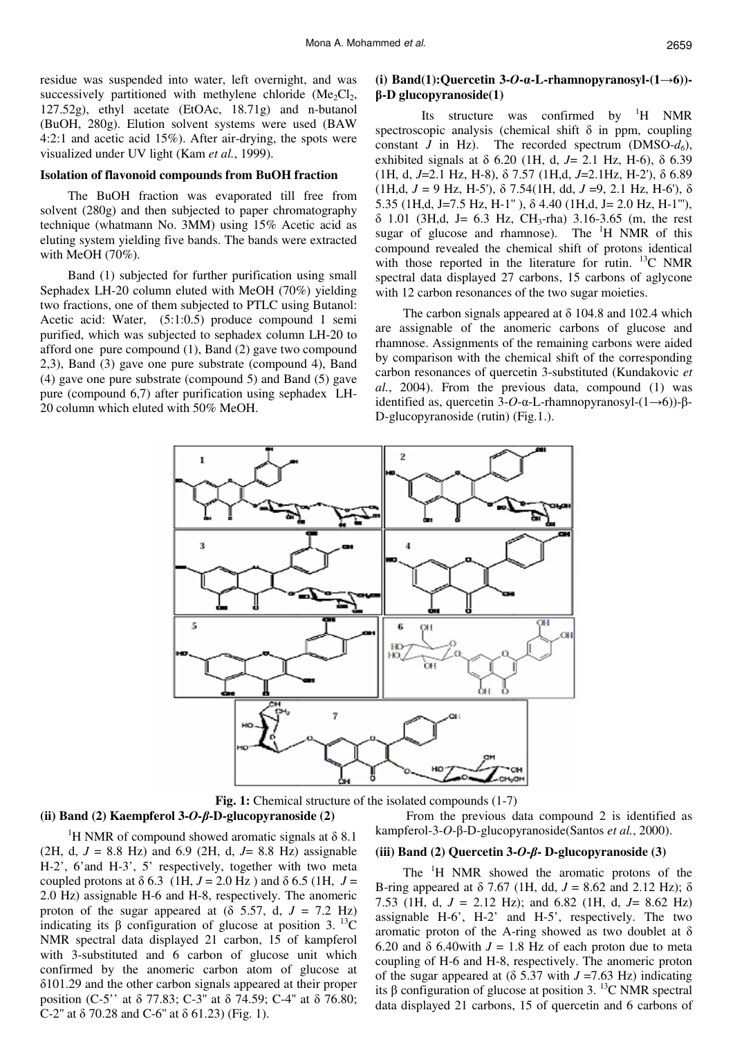residue was suspended into water, left overnight, and was successively partitioned with methylene chloride ($Me_2Cl_2$, 127.52g), ethyl acetate (EtOAc, 18.71g) and n-butanol (BuOH, 280g). Elution solvent systems were used (BAW 4:2:1 and acetic acid 15%). After air-drying, the spots were visualized under UV light (Kam *et al.*, 1999).

### Isolation of flavonoid compounds from BuOH fraction

The BuOH fraction was evaporated till free from solvent (280g) and then subjected to paper chromatography technique (whatmann No. 3MM) using 15% Acetic acid as eluting system yielding five bands. The bands were extracted with MeOH (70%).

Band (1) subjected for further purification using small Sephadex LH-20 column eluted with MeOH (70%) yielding two fractions, one of them subjected to PTLC using Butanol: Acetic acid: Water, (5:1:0.5) produce compound 1 semi purified, which was subjected to sephadex column LH-20 to afford one pure compound (1), Band (2) gave two compound 2,3), Band (3) gave one pure substrate (compound 4), Band (4) gave one pure substrate (compound 5) and Band (5) gave pure (compound 6,7) after purification using sephadex LH-20 column which eluted with 50% MeOH.

#### (i) Band(1):Quercetin 3-*O*-α-L-rhamnopyranosyl-(1→6))-β-D glucopyranoside(1)

Its structure was confirmed by $^1$H NMR spectroscopic analysis (chemical shift δ in ppm, coupling constant *J* in Hz). The recorded spectrum (DMSO-$d_6$), exhibited signals at δ 6.20 (1H, d, *J*= 2.1 Hz, H-6), δ 6.39 (1H, d, *J*=2.1 Hz, H-8), δ 7.57 (1H,d, *J*=2.1Hz, H-2'), δ 6.89 (1H,d, *J* = 9 Hz, H-5'), δ 7.54(1H, dd, *J* =9, 2.1 Hz, H-6'), δ 5.35 (1H,d, J=7.5 Hz, H-1" ), δ 4.40 (1H,d, J= 2.0 Hz, H-1'''), δ 1.01 (3H,d, J= 6.3 Hz, $CH_3$-rha) 3.16-3.65 (m, the rest sugar of glucose and rhamnose). The $^1$H NMR of this compound revealed the chemical shift of protons identical with those reported in the literature for rutin. $^{13}$C NMR spectral data displayed 27 carbons, 15 carbons of aglycone with 12 carbon resonances of the two sugar moieties.

The carbon signals appeared at δ 104.8 and 102.4 which are assignable of the anomeric carbons of glucose and rhamnose. Assignments of the remaining carbons were aided by comparison with the chemical shift of the corresponding carbon resonances of quercetin 3-substituted (Kundakovic *et al.*, 2004). From the previous data, compound (1) was identified as, quercetin 3-*O*-α-L-rhamnopyranosyl-(1→6))-β-D-glucopyranoside (rutin) (Fig.1.).

**Fig. 1:** Chemical structure of the isolated compounds (1-7)

#### (ii) Band (2) Kaempferol 3-*O-β*-D-glucopyranoside (2)

$^1$H NMR of compound showed aromatic signals at δ 8.1 (2H, d, *J* = 8.8 Hz) and 6.9 (2H, d, *J*= 8.8 Hz) assignable H-2', 6'and H-3', 5' respectively, together with two meta coupled protons at δ 6.3 (1H, *J* = 2.0 Hz ) and δ 6.5 (1H, *J* = 2.0 Hz) assignable H-6 and H-8, respectively. The anomeric proton of the sugar appeared at (δ 5.57, d, *J* = 7.2 Hz) indicating its β configuration of glucose at position 3. $^{13}$C NMR spectral data displayed 21 carbon, 15 of kampferol with 3-substituted and 6 carbon of glucose unit which confirmed by the anomeric carbon atom of glucose at δ101.29 and the other carbon signals appeared at their proper position (C-5'' at δ 77.83; C-3" at δ 74.59; C-4" at δ 76.80; C-2" at δ 70.28 and C-6" at δ 61.23) (Fig. 1).

From the previous data compound 2 is identified as kampferol-3-*O*-β-D-glucopyranoside(Santos *et al.*, 2000).

#### (iii) Band (2) Quercetin 3-*O-β*- D-glucopyranoside (3)

The $^1$H NMR showed the aromatic protons of the B-ring appeared at δ 7.67 (1H, dd, *J* = 8.62 and 2.12 Hz); δ 7.53 (1H, d, *J* = 2.12 Hz); and 6.82 (1H, d, *J*= 8.62 Hz) assignable H-6', H-2' and H-5', respectively. The two aromatic proton of the A-ring showed as two doublet at δ 6.20 and δ 6.40with *J* = 1.8 Hz of each proton due to meta coupling of H-6 and H-8, respectively. The anomeric proton of the sugar appeared at (δ 5.37 with *J* =7.63 Hz) indicating its β configuration of glucose at position 3. $^{13}$C NMR spectral data displayed 21 carbons, 15 of quercetin and 6 carbons of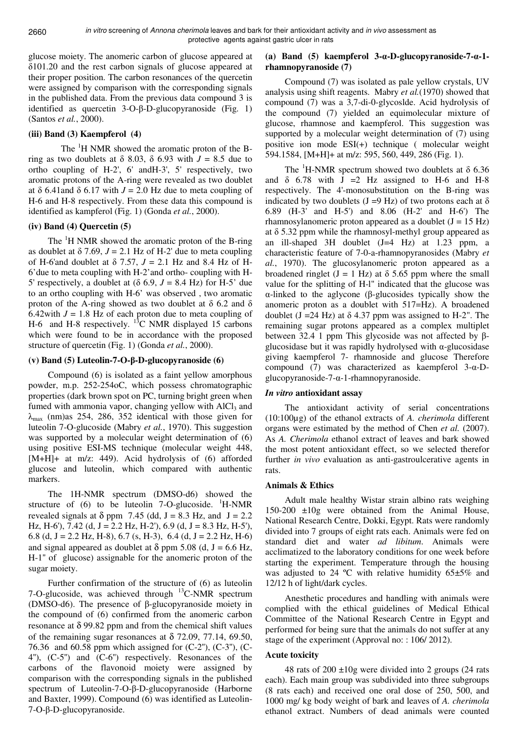glucose moiety. The anomeric carbon of glucose appeared at δ101.20 and the rest carbon signals of glucose appeared at their proper position. The carbon resonances of the quercetin were assigned by comparison with the corresponding signals in the published data. From the previous data compound 3 is identified as quercetin 3-O-β-D-glucopyranoside (Fig. 1) (Santos *et al.*, 2000).

### (iii) Band (3) Kaempferol (4)

The $^{1}$H NMR showed the aromatic proton of the B-ring as two doublets at δ 8.03, δ 6.93 with *J* = 8.5 due to ortho coupling of H-2', 6' andH-3', 5' respectively, two aromatic protons of the A-ring were revealed as two doublet at δ 6.41and δ 6.17 with *J* = 2.0 Hz due to meta coupling of H-6 and H-8 respectively. From these data this compound is identified as kampferol (Fig. 1) (Gonda *et al.*, 2000).

### (iv) Band (4) Quercetin (5)

The $^{1}$H NMR showed the aromatic proton of the B-ring as doublet at δ 7.69, *J* = 2.1 Hz of H-2' due to meta coupling of H-6'and doublet at δ 7.57, *J* = 2.1 Hz and 8.4 Hz of H-6'due to meta coupling with H-2'and ortho- coupling with H-5' respectively, a doublet at (δ 6.9, *J* = 8.4 Hz) for H-5' due to an ortho coupling with H-6' was observed , two aromatic proton of the A-ring showed as two doublet at δ 6.2 and δ 6.42with *J* = 1.8 Hz of each proton due to meta coupling of H-6 and H-8 respectively. $^{13}$C NMR displayed 15 carbons which were found to be in accordance with the proposed structure of quercetin (Fig. 1) (Gonda *et al.*, 2000).

### (v) Band (5) Luteolin-7-O-β-D-glucopyranoside (6)

Compound (6) is isolated as a faint yellow amorphous powder, m.p. 252-254oC, which possess chromatographic properties (dark brown spot on PC, turning bright green when fumed with ammonia vapor, changing yellow with $AlCl_3$ and $\lambda_{max}$ (nm)as 254, 286, 352 identical with those given for luteolin 7-O-glucoside (Mabry *et al.*, 1970). This suggestion was supported by a molecular weight determination of (6) using positive ESI-MS technique (molecular weight 448, [M+H]+ at m/z: 449). Acid hydrolysis of (6) afforded glucose and luteolin, which compared with authentic markers.

The 1H-NMR spectrum (DMSO-d6) showed the structure of (6) to be luteolin 7-O-glucoside. $^{1}$H-NMR revealed signals at δ ppm 7.45 (dd, J = 8.3 Hz, and J = 2.2 Hz, H-6'), 7.42 (d, J = 2.2 Hz, H-2'), 6.9 (d, J = 8.3 Hz, H-5'), 6.8 (d, J = 2.2 Hz, H-8), 6.7 (s, H-3), 6.4 (d, J = 2.2 Hz, H-6) and signal appeared as doublet at δ ppm 5.08 (d, J = 6.6 Hz, H-1'' of glucose) assignable for the anomeric proton of the sugar moiety.

Further confirmation of the structure of (6) as luteolin 7-O-glucoside, was achieved through $^{13}$C-NMR spectrum (DMSO-d6). The presence of β-glucopyranoside moiety in the compound of (6) confirmed from the anomeric carbon resonance at δ 99.82 ppm and from the chemical shift values of the remaining sugar resonances at δ 72.09, 77.14, 69.50, 76.36 and 60.58 ppm which assigned for (C-2''), (C-3''), (C-4''), (C-5'') and (C-6'') respectively. Resonances of the carbons of the flavonoid moiety were assigned by comparison with the corresponding signals in the published spectrum of Luteolin-7-O-β-D-glucopyranoside (Harborne and Baxter, 1999). Compound (6) was identified as Luteolin-7-O-β-D-glucopyranoside.

### (a) Band (5) kaempferol 3-α-D-glucopyranoside-7-α-1-rhamnopyranoside (7)

Compound (7) was isolated as pale yellow crystals, UV analysis using shift reagents. Mabry *et al.*(1970) showed that compound (7) was a 3,7-di-0-glycoslde. Acid hydrolysis of the compound (7) yielded an equimolecular mixture of glucose, rhamnose and kaempferol. This suggestion was supported by a molecular weight determination of (7) using positive ion mode ESI(+) technique ( molecular weight 594.1584, [M+H]+ at m/z: 595, 560, 449, 286 (Fig. 1).

The $^{1}$H-NMR spectrum showed two doublets at δ 6.36 and δ 6.78 with J =2 Hz assigned to H-6 and H-8 respectively. The 4'-monosubstitution on the B-ring was indicated by two doublets (J =9 Hz) of two protons each at δ 6.89 (H-3' and H-5') and 8.06 (H-2' and H-6') The rhamnosylanomeric proton appeared as a doublet (J = 15 Hz) at δ 5.32 ppm while the rhamnosyl-methyl group appeared as an ill-shaped 3H doublet (J=4 Hz) at 1.23 ppm, a characteristic feature of 7-0-a-rhamnopyranosides (Mabry *et al.*, 1970). The glucosylanomeric proton appeared as a broadened ringlet (J = 1 Hz) at δ 5.65 ppm where the small value for the splitting of H-l'' indicated that the glucose was α-linked to the aglycone (β-glucosides typically show the anomeric proton as a doublet with 517=Hz). A broadened doublet (J =24 Hz) at δ 4.37 ppm was assigned to H-2''. The remaining sugar protons appeared as a complex multiplet between 32.4 1 ppm This glycoside was not affected by β-glucosidase but it was rapidly hydrolysed with α-glucosidase giving kaempferol 7- rhamnoside and glucose Therefore compound (7) was characterized as kaempferol 3-α-D-glucopyranoside-7-α-1-rhamnopyranoside.

### *In vitro* antioxidant assay

The antioxidant activity of serial concentrations (10:100µg) of the ethanol extracts of *A. cherimola* different organs were estimated by the method of Chen *et al.* (2007). As *A. Cherimola* ethanol extract of leaves and bark showed the most potent antioxidant effect, so we selected therefor further *in vivo* evaluation as anti-gastroulcerative agents in rats.

### Animals & Ethics

Adult male healthy Wistar strain albino rats weighing 150-200 ±10g were obtained from the Animal House, National Research Centre, Dokki, Egypt. Rats were randomly divided into 7 groups of eight rats each. Animals were fed on standard diet and water *ad libitum*. Animals were acclimatized to the laboratory conditions for one week before starting the experiment. Temperature through the housing was adjusted to 24 ºC with relative humidity 65±5% and 12/12 h of light/dark cycles.

Anesthetic procedures and handling with animals were complied with the ethical guidelines of Medical Ethical Committee of the National Research Centre in Egypt and performed for being sure that the animals do not suffer at any stage of the experiment (Approval no: : 106/ 2012).

### Acute toxicity

48 rats of 200 ±10g were divided into 2 groups (24 rats each). Each main group was subdivided into three subgroups (8 rats each) and received one oral dose of 250, 500, and 1000 mg/ kg body weight of bark and leaves of *A. cherimola* ethanol extract. Numbers of dead animals were counted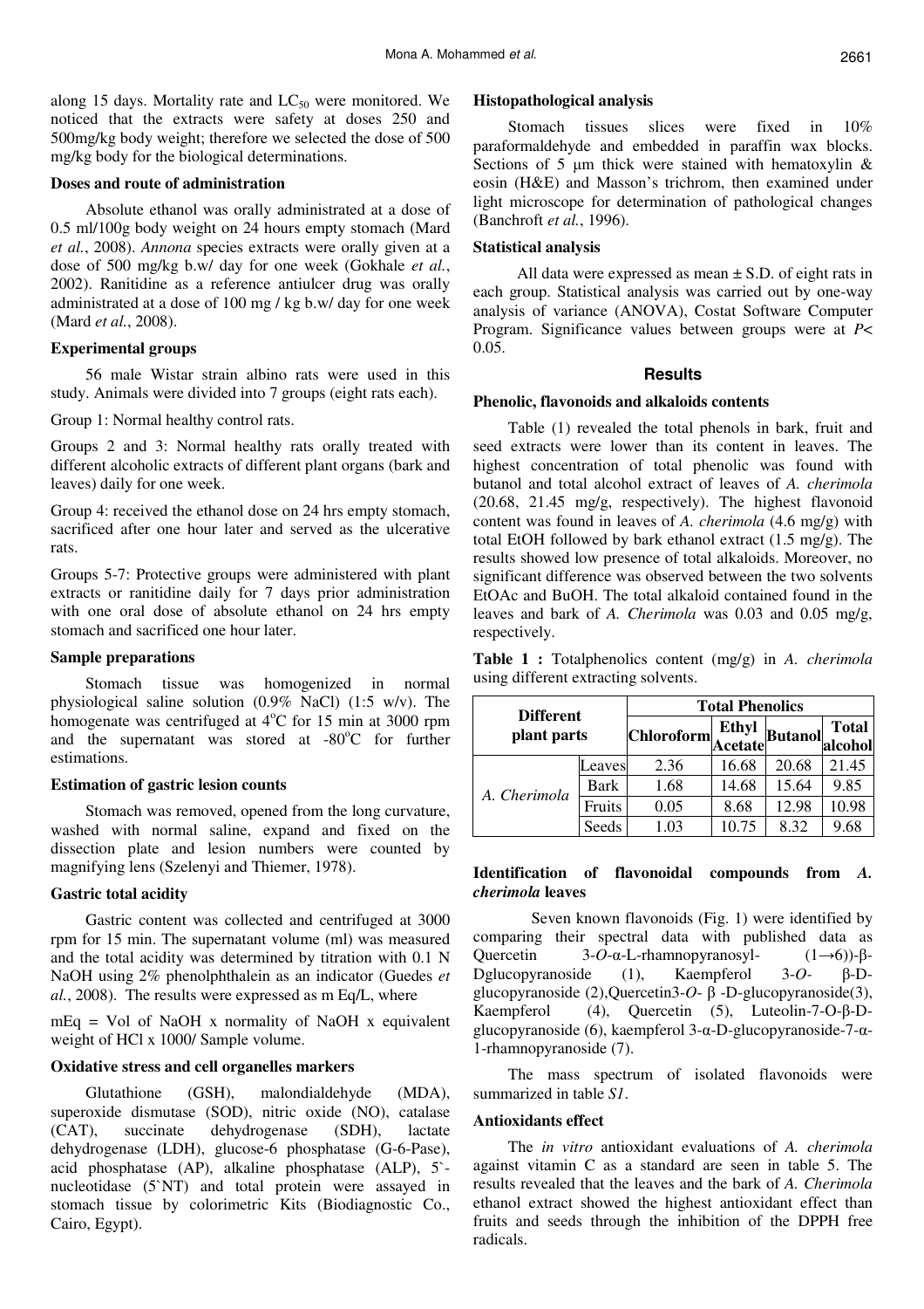along 15 days. Mortality rate and $LC_{50}$ were monitored. We noticed that the extracts were safety at doses 250 and 500mg/kg body weight; therefore we selected the dose of 500 mg/kg body for the biological determinations.

#### Doses and route of administration

Absolute ethanol was orally administrated at a dose of 0.5 ml/100g body weight on 24 hours empty stomach (Mard *et al.*, 2008). *Annona* species extracts were orally given at a dose of 500 mg/kg b.w/ day for one week (Gokhale *et al.*, 2002). Ranitidine as a reference antiulcer drug was orally administrated at a dose of 100 mg / kg b.w/ day for one week (Mard *et al.*, 2008).

#### Experimental groups

56 male Wistar strain albino rats were used in this study. Animals were divided into 7 groups (eight rats each).

Group 1: Normal healthy control rats.

Groups 2 and 3: Normal healthy rats orally treated with different alcoholic extracts of different plant organs (bark and leaves) daily for one week.

Group 4: received the ethanol dose on 24 hrs empty stomach, sacrificed after one hour later and served as the ulcerative rats.

Groups 5-7: Protective groups were administered with plant extracts or ranitidine daily for 7 days prior administration with one oral dose of absolute ethanol on 24 hrs empty stomach and sacrificed one hour later.

#### Sample preparations

Stomach tissue was homogenized in normal physiological saline solution (0.9% NaCl) (1:5 w/v). The homogenate was centrifuged at 4°C for 15 min at 3000 rpm and the supernatant was stored at -80°C for further estimations.

#### Estimation of gastric lesion counts

Stomach was removed, opened from the long curvature, washed with normal saline, expand and fixed on the dissection plate and lesion numbers were counted by magnifying lens (Szelenyi and Thiemer, 1978).

#### Gastric total acidity

Gastric content was collected and centrifuged at 3000 rpm for 15 min. The supernatant volume (ml) was measured and the total acidity was determined by titration with 0.1 N NaOH using 2% phenolphthalein as an indicator (Guedes *et al.*, 2008). The results were expressed as m Eq/L, where

mEq = Vol of NaOH x normality of NaOH x equivalent weight of HCl x 1000/ Sample volume.

#### Oxidative stress and cell organelles markers

Glutathione (GSH), malondialdehyde (MDA), superoxide dismutase (SOD), nitric oxide (NO), catalase (CAT), succinate dehydrogenase (SDH), lactate dehydrogenase (LDH), glucose-6 phosphatase (G-6-Pase), acid phosphatase (AP), alkaline phosphatase (ALP), 5`-nucleotidase (5`NT) and total protein were assayed in stomach tissue by colorimetric Kits (Biodiagnostic Co., Cairo, Egypt).

#### Histopathological analysis

Stomach tissues slices were fixed in 10% paraformaldehyde and embedded in paraffin wax blocks. Sections of 5 µm thick were stained with hematoxylin & eosin (H&E) and Masson's trichrom, then examined under light microscope for determination of pathological changes (Banchroft *et al.*, 1996).

#### Statistical analysis

All data were expressed as mean ± S.D. of eight rats in each group. Statistical analysis was carried out by one-way analysis of variance (ANOVA), Costat Software Computer Program. Significance values between groups were at $P< 0.05$.

## Results

#### Phenolic, flavonoids and alkaloids contents

Table (1) revealed the total phenols in bark, fruit and seed extracts were lower than its content in leaves. The highest concentration of total phenolic was found with butanol and total alcohol extract of leaves of *A. cherimola* (20.68, 21.45 mg/g, respectively). The highest flavonoid content was found in leaves of *A. cherimola* (4.6 mg/g) with total EtOH followed by bark ethanol extract (1.5 mg/g). The results showed low presence of total alkaloids. Moreover, no significant difference was observed between the two solvents EtOAc and BuOH. The total alkaloid contained found in the leaves and bark of *A. Cherimola* was 0.03 and 0.05 mg/g, respectively.

**Table 1 :** Totalphenolics content (mg/g) in *A. cherimola* using different extracting solvents.

| Different plant parts | | Total Phenolics | | | |
|---|---|---|---|---|---|
| | | Chloroform | Ethyl Acetate | Butanol | Total alcohol |
| *A. Cherimola* | Leaves | 2.36 | 16.68 | 20.68 | 21.45 |
| | Bark | 1.68 | 14.68 | 15.64 | 9.85 |
| | Fruits | 0.05 | 8.68 | 12.98 | 10.98 |
| | Seeds | 1.03 | 10.75 | 8.32 | 9.68 |

#### Identification of flavonoidal compounds from *A. cherimola* leaves

Seven known flavonoids (Fig. 1) were identified by comparing their spectral data with published data as Quercetin 3-*O*-α-L-rhamnopyranosyl- (1→6))-β-Dglucopyranoside (1), Kaempferol 3-*O*- β-D-glucopyranoside (2),Quercetin3-*O*- β -D-glucopyranoside(3), Kaempferol (4), Quercetin (5), Luteolin-7-O-β-D-glucopyranoside (6), kaempferol 3-α-D-glucopyranoside-7-α-1-rhamnopyranoside (7).

The mass spectrum of isolated flavonoids were summarized in table *S1*.

#### Antioxidants effect

The *in vitro* antioxidant evaluations of *A. cherimola* against vitamin C as a standard are seen in table 5. The results revealed that the leaves and the bark of *A. Cherimola* ethanol extract showed the highest antioxidant effect than fruits and seeds through the inhibition of the DPPH free radicals.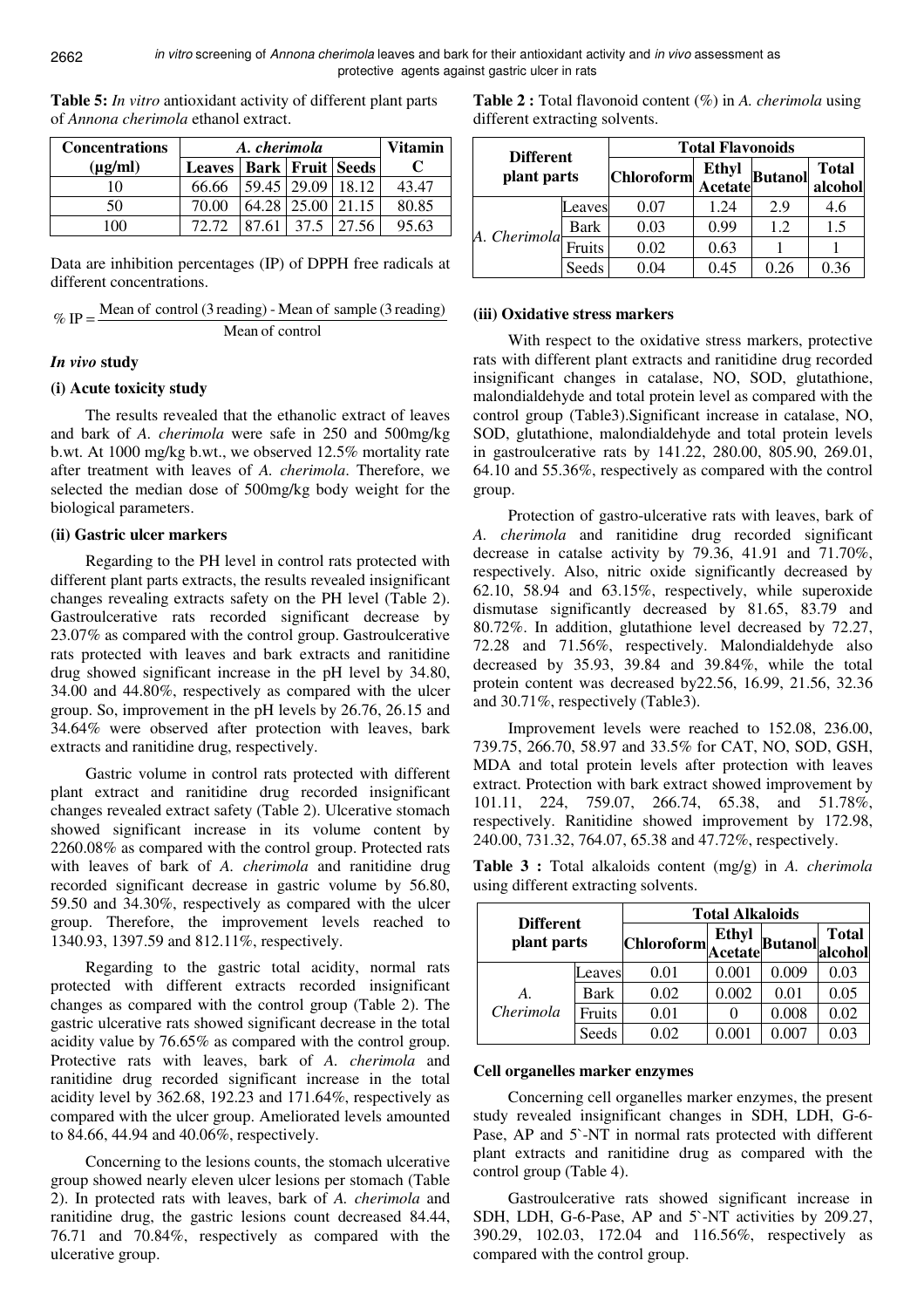**Table 5:** *In vitro* antioxidant activity of different plant parts of *Annona cherimola* ethanol extract.

| Concentrations (µg/ml) | *A. cherimola* | | | | Vitamin C |
|---|---|---|---|---|---|
| | Leaves | Bark | Fruit | Seeds | |
| 10 | 66.66 | 59.45 | 29.09 | 18.12 | 43.47 |
| 50 | 70.00 | 64.28 | 25.00 | 21.15 | 80.85 |
| 100 | 72.72 | 87.61 | 37.5 | 27.56 | 95.63 |

Data are inhibition percentages (IP) of DPPH free radicals at different concentrations.

$$\% \text{ IP} = \frac{\text{Mean of control (3 reading) - Mean of sample (3 reading)}}{\text{Mean of control}}$$

## *In vivo* study

### (i) Acute toxicity study

The results revealed that the ethanolic extract of leaves and bark of *A. cherimola* were safe in 250 and 500mg/kg b.wt. At 1000 mg/kg b.wt., we observed 12.5% mortality rate after treatment with leaves of *A. cherimola*. Therefore, we selected the median dose of 500mg/kg body weight for the biological parameters.

### (ii) Gastric ulcer markers

Regarding to the PH level in control rats protected with different plant parts extracts, the results revealed insignificant changes revealing extracts safety on the PH level (Table 2). Gastroulcerative rats recorded significant decrease by 23.07% as compared with the control group. Gastroulcerative rats protected with leaves and bark extracts and ranitidine drug showed significant increase in the pH level by 34.80, 34.00 and 44.80%, respectively as compared with the ulcer group. So, improvement in the pH levels by 26.76, 26.15 and 34.64% were observed after protection with leaves, bark extracts and ranitidine drug, respectively.

Gastric volume in control rats protected with different plant extract and ranitidine drug recorded insignificant changes revealed extract safety (Table 2). Ulcerative stomach showed significant increase in its volume content by 2260.08% as compared with the control group. Protected rats with leaves of bark of *A. cherimola* and ranitidine drug recorded significant decrease in gastric volume by 56.80, 59.50 and 34.30%, respectively as compared with the ulcer group. Therefore, the improvement levels reached to 1340.93, 1397.59 and 812.11%, respectively.

Regarding to the gastric total acidity, normal rats protected with different extracts recorded insignificant changes as compared with the control group (Table 2). The gastric ulcerative rats showed significant decrease in the total acidity value by 76.65% as compared with the control group. Protective rats with leaves, bark of *A. cherimola* and ranitidine drug recorded significant increase in the total acidity level by 362.68, 192.23 and 171.64%, respectively as compared with the ulcer group. Ameliorated levels amounted to 84.66, 44.94 and 40.06%, respectively.

Concerning to the lesions counts, the stomach ulcerative group showed nearly eleven ulcer lesions per stomach (Table 2). In protected rats with leaves, bark of *A. cherimola* and ranitidine drug, the gastric lesions count decreased 84.44, 76.71 and 70.84%, respectively as compared with the ulcerative group.

**Table 2 :** Total flavonoid content (%) in *A. cherimola* using different extracting solvents.

| Different plant parts | | Total Flavonoids | | | |
|---|---|---|---|---|---|
| | | Chloroform | Ethyl Acetate | Butanol | Total alcohol |
| *A. Cherimola* | Leaves | 0.07 | 1.24 | 2.9 | 4.6 |
| | Bark | 0.03 | 0.99 | 1.2 | 1.5 |
| | Fruits | 0.02 | 0.63 | 1 | 1 |
| | Seeds | 0.04 | 0.45 | 0.26 | 0.36 |

### (iii) Oxidative stress markers

With respect to the oxidative stress markers, protective rats with different plant extracts and ranitidine drug recorded insignificant changes in catalase, NO, SOD, glutathione, malondialdehyde and total protein level as compared with the control group (Table3).Significant increase in catalase, NO, SOD, glutathione, malondialdehyde and total protein levels in gastroulcerative rats by 141.22, 280.00, 805.90, 269.01, 64.10 and 55.36%, respectively as compared with the control group.

Protection of gastro-ulcerative rats with leaves, bark of *A. cherimola* and ranitidine drug recorded significant decrease in catalse activity by 79.36, 41.91 and 71.70%, respectively. Also, nitric oxide significantly decreased by 62.10, 58.94 and 63.15%, respectively, while superoxide dismutase significantly decreased by 81.65, 83.79 and 80.72%. In addition, glutathione level decreased by 72.27, 72.28 and 71.56%, respectively. Malondialdehyde also decreased by 35.93, 39.84 and 39.84%, while the total protein content was decreased by22.56, 16.99, 21.56, 32.36 and 30.71%, respectively (Table3).

Improvement levels were reached to 152.08, 236.00, 739.75, 266.70, 58.97 and 33.5% for CAT, NO, SOD, GSH, MDA and total protein levels after protection with leaves extract. Protection with bark extract showed improvement by 101.11, 224, 759.07, 266.74, 65.38, and 51.78%, respectively. Ranitidine showed improvement by 172.98, 240.00, 731.32, 764.07, 65.38 and 47.72%, respectively.

**Table 3 :** Total alkaloids content (mg/g) in *A. cherimola* using different extracting solvents.

| Different plant parts | | Total Alkaloids | | | |
|---|---|---|---|---|---|
| | | Chloroform | Ethyl Acetate | Butanol | Total alcohol |
| *A. Cherimola* | Leaves | 0.01 | 0.001 | 0.009 | 0.03 |
| | Bark | 0.02 | 0.002 | 0.01 | 0.05 |
| | Fruits | 0.01 | 0 | 0.008 | 0.02 |
| | Seeds | 0.02 | 0.001 | 0.007 | 0.03 |

### Cell organelles marker enzymes

Concerning cell organelles marker enzymes, the present study revealed insignificant changes in SDH, LDH, G-6-Pase, AP and 5`-NT in normal rats protected with different plant extracts and ranitidine drug as compared with the control group (Table 4).

Gastroulcerative rats showed significant increase in SDH, LDH, G-6-Pase, AP and 5`-NT activities by 209.27, 390.29, 102.03, 172.04 and 116.56%, respectively as compared with the control group.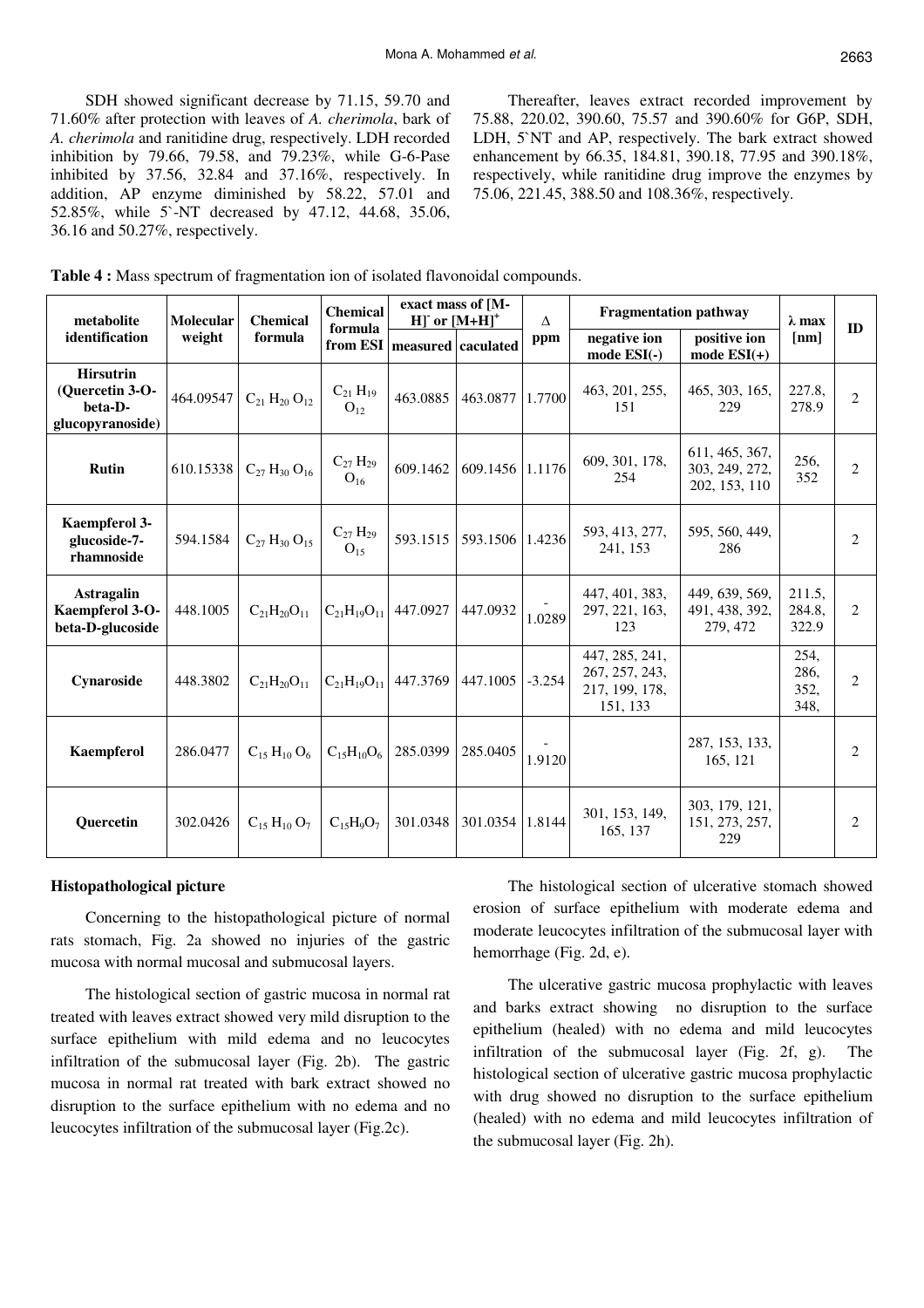SDH showed significant decrease by 71.15, 59.70 and 71.60% after protection with leaves of *A. cherimola*, bark of *A. cherimola* and ranitidine drug, respectively. LDH recorded inhibition by 79.66, 79.58, and 79.23%, while G-6-Pase inhibited by 37.56, 32.84 and 37.16%, respectively. In addition, AP enzyme diminished by 58.22, 57.01 and 52.85%, while 5`-NT decreased by 47.12, 44.68, 35.06, 36.16 and 50.27%, respectively.

Thereafter, leaves extract recorded improvement by 75.88, 220.02, 390.60, 75.57 and 390.60% for G6P, SDH, LDH, 5`NT and AP, respectively. The bark extract showed enhancement by 66.35, 184.81, 390.18, 77.95 and 390.18%, respectively, while ranitidine drug improve the enzymes by 75.06, 221.45, 388.50 and 108.36%, respectively.

**Table 4 :** Mass spectrum of fragmentation ion of isolated flavonoidal compounds.

| metabolite identification | Molecular weight | Chemical formula | Chemical formula from ESI | exact mass of $[M-H]^-$ or $[M+H]^+$ | | Δ ppm | Fragmentation pathway | | λ max [nm] | ID |
|---|---|---|---|---|---|---|---|---|---|---|
| | | | | measured | caculated | | negative ion mode ESI(-) | positive ion mode ESI(+) | | |
| **Hirsutrin (Quercetin 3-O-beta-D-glucopyranoside)** | 464.09547 | $C_{21}H_{20}O_{12}$ | $C_{21}H_{19}O_{12}$ | 463.0885 | 463.0877 | 1.7700 | 463, 201, 255, 151 | 465, 303, 165, 229 | 227.8, 278.9 | 2 |
| **Rutin** | 610.15338 | $C_{27}H_{30}O_{16}$ | $C_{27}H_{29}O_{16}$ | 609.1462 | 609.1456 | 1.1176 | 609, 301, 178, 254 | 611, 465, 367, 303, 249, 272, 202, 153, 110 | 256, 352 | 2 |
| **Kaempferol 3-glucoside-7-rhamnoside** | 594.1584 | $C_{27}H_{30}O_{15}$ | $C_{27}H_{29}O_{15}$ | 593.1515 | 593.1506 | 1.4236 | 593, 413, 277, 241, 153 | 595, 560, 449, 286 | | 2 |
| **Astragalin Kaempferol 3-O-beta-D-glucoside** | 448.1005 | $C_{21}H_{20}O_{11}$ | $C_{21}H_{19}O_{11}$ | 447.0927 | 447.0932 | -1.0289 | 447, 401, 383, 297, 221, 163, 123 | 449, 639, 569, 491, 438, 392, 279, 472 | 211.5, 284.8, 322.9 | 2 |
| **Cynaroside** | 448.3802 | $C_{21}H_{20}O_{11}$ | $C_{21}H_{19}O_{11}$ | 447.3769 | 447.1005 | -3.254 | 447, 285, 241, 267, 257, 243, 217, 199, 178, 151, 133 | | 254, 286, 352, 348, | 2 |
| **Kaempferol** | 286.0477 | $C_{15}H_{10}O_6$ | $C_{15}H_{10}O_6$ | 285.0399 | 285.0405 | -1.9120 | | 287, 153, 133, 165, 121 | | 2 |
| **Quercetin** | 302.0426 | $C_{15}H_{10}O_7$ | $C_{15}H_9O_7$ | 301.0348 | 301.0354 | 1.8144 | 301, 153, 149, 165, 137 | 303, 179, 121, 151, 273, 257, 229 | | 2 |

### Histopathological picture

Concerning to the histopathological picture of normal rats stomach, Fig. 2a showed no injuries of the gastric mucosa with normal mucosal and submucosal layers.

The histological section of gastric mucosa in normal rat treated with leaves extract showed very mild disruption to the surface epithelium with mild edema and no leucocytes infiltration of the submucosal layer (Fig. 2b). The gastric mucosa in normal rat treated with bark extract showed no disruption to the surface epithelium with no edema and no leucocytes infiltration of the submucosal layer (Fig.2c).

The histological section of ulcerative stomach showed erosion of surface epithelium with moderate edema and moderate leucocytes infiltration of the submucosal layer with hemorrhage (Fig. 2d, e).

The ulcerative gastric mucosa prophylactic with leaves and barks extract showing no disruption to the surface epithelium (healed) with no edema and mild leucocytes infiltration of the submucosal layer (Fig. 2f, g). The histological section of ulcerative gastric mucosa prophylactic with drug showed no disruption to the surface epithelium (healed) with no edema and mild leucocytes infiltration of the submucosal layer (Fig. 2h).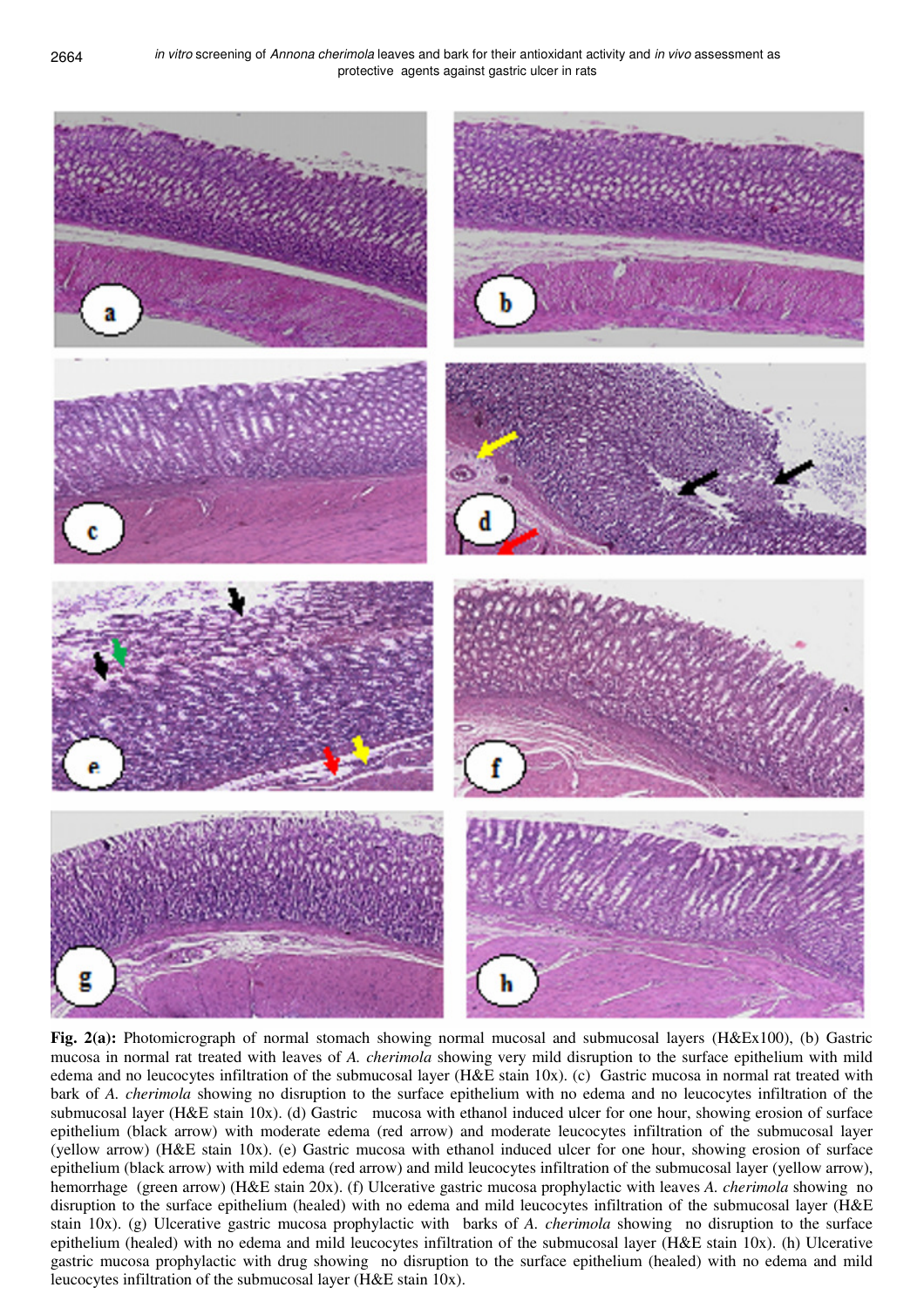**Fig. 2(a):** Photomicrograph of normal stomach showing normal mucosal and submucosal layers (H&Ex100), (b) Gastric mucosa in normal rat treated with leaves of *A. cherimola* showing very mild disruption to the surface epithelium with mild edema and no leucocytes infiltration of the submucosal layer (H&E stain 10x). (c) Gastric mucosa in normal rat treated with bark of *A. cherimola* showing no disruption to the surface epithelium with no edema and no leucocytes infiltration of the submucosal layer (H&E stain 10x). (d) Gastric mucosa with ethanol induced ulcer for one hour, showing erosion of surface epithelium (black arrow) with moderate edema (red arrow) and moderate leucocytes infiltration of the submucosal layer (yellow arrow) (H&E stain 10x). (e) Gastric mucosa with ethanol induced ulcer for one hour, showing erosion of surface epithelium (black arrow) with mild edema (red arrow) and mild leucocytes infiltration of the submucosal layer (yellow arrow), hemorrhage (green arrow) (H&E stain 20x). (f) Ulcerative gastric mucosa prophylactic with leaves *A. cherimola* showing no disruption to the surface epithelium (healed) with no edema and mild leucocytes infiltration of the submucosal layer (H&E stain 10x). (g) Ulcerative gastric mucosa prophylactic with barks of *A. cherimola* showing no disruption to the surface epithelium (healed) with no edema and mild leucocytes infiltration of the submucosal layer (H&E stain 10x). (h) Ulcerative gastric mucosa prophylactic with drug showing no disruption to the surface epithelium (healed) with no edema and mild leucocytes infiltration of the submucosal layer (H&E stain 10x).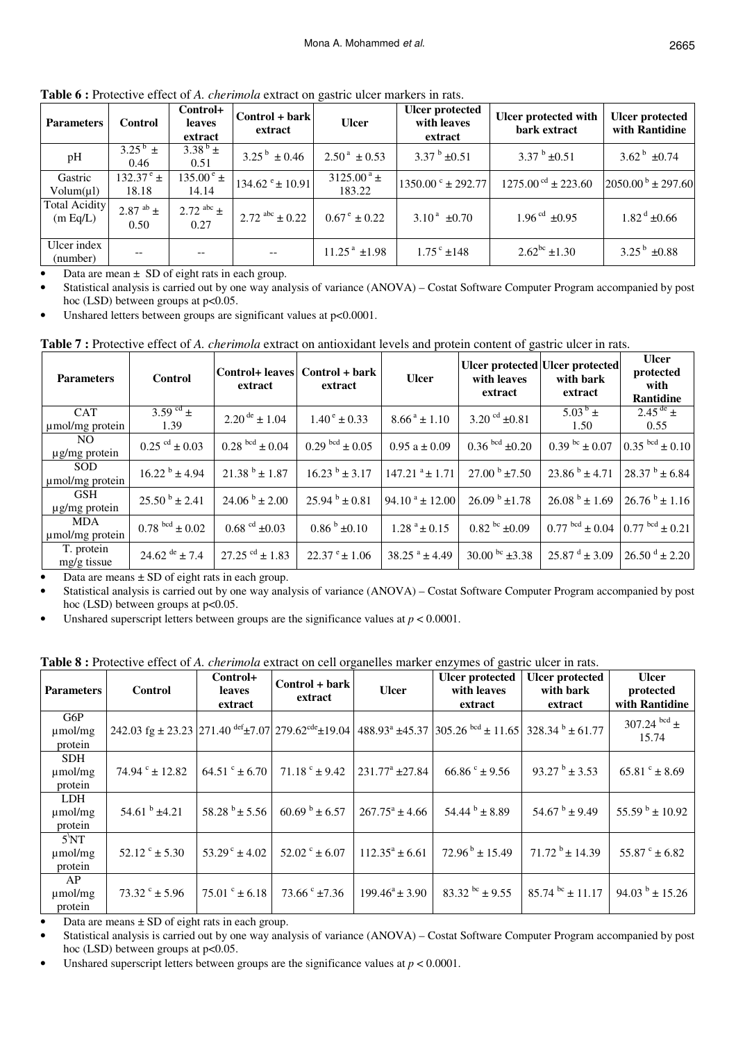**Table 6 :** Protective effect of *A. cherimola* extract on gastric ulcer markers in rats.

| Parameters | Control | Control+ leaves extract | Control + bark extract | Ulcer | Ulcer protected with leaves extract | Ulcer protected with bark extract | Ulcer protected with Rantidine |
|---|---|---|---|---|---|---|---|
| pH | $3.25^{b} \pm 0.46$ | $3.38^{b} \pm 0.51$ | $3.25^{b} \pm 0.46$ | $2.50^{a} \pm 0.53$ | $3.37^{b} \pm 0.51$ | $3.37^{b} \pm 0.51$ | $3.62^{b} \pm 0.74$ |
| Gastric Volum(µl) | $132.37^{e} \pm 18.18$ | $135.00^{e} \pm 14.14$ | $134.62^{e} \pm 10.91$ | $3125.00^{a} \pm 183.22$ | $1350.00^{c} \pm 292.77$ | $1275.00^{cd} \pm 223.60$ | $2050.00^{b} \pm 297.60$ |
| Total Acidity (m Eq/L) | $2.87^{ab} \pm 0.50$ | $2.72^{abc} \pm 0.27$ | $2.72^{abc} \pm 0.22$ | $0.67^{e} \pm 0.22$ | $3.10^{a} \pm 0.70$ | $1.96^{cd} \pm 0.95$ | $1.82^{d} \pm 0.66$ |
| Ulcer index (number) | -- | -- | -- | $11.25^{a} \pm 1.98$ | $1.75^{c} \pm 148$ | $2.62^{bc} \pm 1.30$ | $3.25^{b} \pm 0.88$ |

- Data are mean ± SD of eight rats in each group.
- Statistical analysis is carried out by one way analysis of variance (ANOVA) – Costat Software Computer Program accompanied by post hoc (LSD) between groups at $p<0.05$.
- Unshared letters between groups are significant values at $p<0.0001$.

**Table 7 :** Protective effect of *A. cherimola* extract on antioxidant levels and protein content of gastric ulcer in rats.

| Parameters | Control | Control+ leaves extract | Control + bark extract | Ulcer | Ulcer protected with leaves extract | Ulcer protected with bark extract | Ulcer protected with Rantidine |
|---|---|---|---|---|---|---|---|
| CAT µmol/mg protein | $3.59^{cd} \pm 1.39$ | $2.20^{de} \pm 1.04$ | $1.40^{e} \pm 0.33$ | $8.66^{a} \pm 1.10$ | $3.20^{cd} \pm 0.81$ | $5.03^{b} \pm 1.50$ | $2.45^{de} \pm 0.55$ |
| NO µg/mg protein | $0.25^{cd} \pm 0.03$ | $0.28^{bcd} \pm 0.04$ | $0.29^{bcd} \pm 0.05$ | $0.95$ a $\pm 0.09$ | $0.36^{bcd} \pm 0.20$ | $0.39^{bc} \pm 0.07$ | $0.35^{bcd} \pm 0.10$ |
| SOD µmol/mg protein | $16.22^{b} \pm 4.94$ | $21.38^{b} \pm 1.87$ | $16.23^{b} \pm 3.17$ | $147.21^{a} \pm 1.71$ | $27.00^{b} \pm 7.50$ | $23.86^{b} \pm 4.71$ | $28.37^{b} \pm 6.84$ |
| GSH µg/mg protein | $25.50^{b} \pm 2.41$ | $24.06^{b} \pm 2.00$ | $25.94^{b} \pm 0.81$ | $94.10^{a} \pm 12.00$ | $26.09^{b} \pm 1.78$ | $26.08^{b} \pm 1.69$ | $26.76^{b} \pm 1.16$ |
| MDA µmol/mg protein | $0.78^{bcd} \pm 0.02$ | $0.68^{cd} \pm 0.03$ | $0.86^{b} \pm 0.10$ | $1.28^{a} \pm 0.15$ | $0.82^{bc} \pm 0.09$ | $0.77^{bcd} \pm 0.04$ | $0.77^{bcd} \pm 0.21$ |
| T. protein mg/g tissue | $24.62^{de} \pm 7.4$ | $27.25^{cd} \pm 1.83$ | $22.37^{e} \pm 1.06$ | $38.25^{a} \pm 4.49$ | $30.00^{bc} \pm 3.38$ | $25.87^{d} \pm 3.09$ | $26.50^{d} \pm 2.20$ |

- Data are means ± SD of eight rats in each group.
- Statistical analysis is carried out by one way analysis of variance (ANOVA) – Costat Software Computer Program accompanied by post hoc (LSD) between groups at $p<0.05$.
- Unshared superscript letters between groups are the significance values at $p < 0.0001$.

**Table 8 :** Protective effect of *A. cherimola* extract on cell organelles marker enzymes of gastric ulcer in rats.

| Parameters | Control | Control+ leaves extract | Control + bark extract | Ulcer | Ulcer protected with leaves extract | Ulcer protected with bark extract | Ulcer protected with Rantidine |
|---|---|---|---|---|---|---|---|
| G6P µmol/mg protein | $242.03$ fg $\pm 23.23$ | $271.40^{def} \pm 7.07$ | $279.62^{cde} \pm 19.04$ | $488.93^{a} \pm 45.37$ | $305.26^{bcd} \pm 11.65$ | $328.34^{b} \pm 61.77$ | $307.24^{bcd} \pm 15.74$ |
| SDH µmol/mg protein | $74.94^{c} \pm 12.82$ | $64.51^{c} \pm 6.70$ | $71.18^{c} \pm 9.42$ | $231.77^{a} \pm 27.84$ | $66.86^{c} \pm 9.56$ | $93.27^{b} \pm 3.53$ | $65.81^{c} \pm 8.69$ |
| LDH µmol/mg protein | $54.61^{b} \pm 4.21$ | $58.28^{b} \pm 5.56$ | $60.69^{b} \pm 6.57$ | $267.75^{a} \pm 4.66$ | $54.44^{b} \pm 8.89$ | $54.67^{b} \pm 9.49$ | $55.59^{b} \pm 10.92$ |
| 5'NT µmol/mg protein | $52.12^{c} \pm 5.30$ | $53.29^{c} \pm 4.02$ | $52.02^{c} \pm 6.07$ | $112.35^{a} \pm 6.61$ | $72.96^{b} \pm 15.49$ | $71.72^{b} \pm 14.39$ | $55.87^{c} \pm 6.82$ |
| AP µmol/mg protein | $73.32^{c} \pm 5.96$ | $75.01^{c} \pm 6.18$ | $73.66^{c} \pm 7.36$ | $199.46^{a} \pm 3.90$ | $83.32^{bc} \pm 9.55$ | $85.74^{bc} \pm 11.17$ | $94.03^{b} \pm 15.26$ |

- Data are means ± SD of eight rats in each group.
- Statistical analysis is carried out by one way analysis of variance (ANOVA) – Costat Software Computer Program accompanied by post hoc (LSD) between groups at $p<0.05$.
- Unshared superscript letters between groups are the significance values at $p < 0.0001$.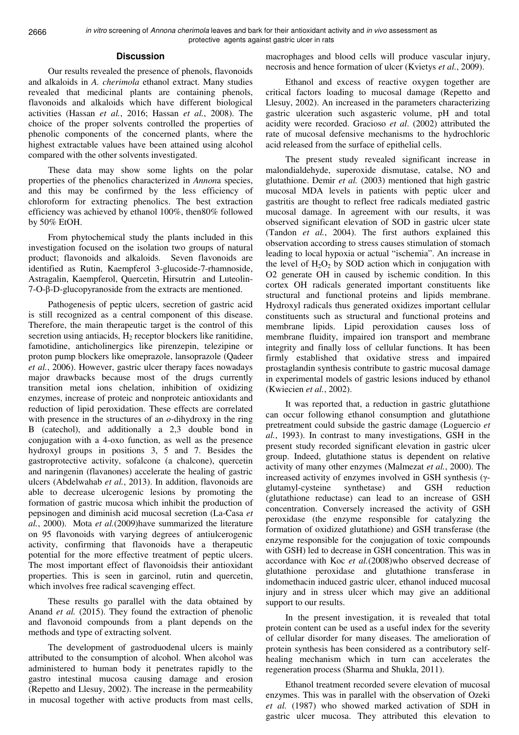## Discussion

Our results revealed the presence of phenols, flavonoids and alkaloids in *A. cherimola* ethanol extract. Many studies revealed that medicinal plants are containing phenols, flavonoids and alkaloids which have different biological activities (Hassan *et al.*, 2016; Hassan *et al.*, 2008). The choice of the proper solvents controlled the properties of phenolic components of the concerned plants, where the highest extractable values have been attained using alcohol compared with the other solvents investigated.

These data may show some lights on the polar properties of the phenolics characterized in *Annon*a species, and this may be confirmed by the less efficiency of chloroform for extracting phenolics. The best extraction efficiency was achieved by ethanol 100%, then80% followed by 50% EtOH.

From phytochemical study the plants included in this investigation focused on the isolation two groups of natural product; flavonoids and alkaloids. Seven flavonoids are identified as Rutin, Kaempferol 3-glucoside-7-rhamnoside, Astragalin, Kaempferol, Quercetin, Hirsutrin and Luteolin-7-O-β-D-glucopyranoside from the extracts are mentioned.

Pathogenesis of peptic ulcers, secretion of gastric acid is still recognized as a central component of this disease. Therefore, the main therapeutic target is the control of this secretion using antiacids, $H_2$ receptor blockers like ranitidine, famotidine, anticholinergics like pirenzepin, telezipine or proton pump blockers like omeprazole, lansoprazole (Qadeer *et al.*, 2006). However, gastric ulcer therapy faces nowadays major drawbacks because most of the drugs currently transition metal ions chelation, inhibition of oxidizing enzymes, increase of proteic and nonproteic antioxidants and reduction of lipid peroxidation. These effects are correlated with presence in the structures of an *o*-dihydroxy in the ring B (catechol), and additionally a 2,3 double bond in conjugation with a 4-oxo function, as well as the presence hydroxyl groups in positions 3, 5 and 7. Besides the gastroprotective activity, sofalcone (a chalcone), quercetin and naringenin (flavanones) accelerate the healing of gastric ulcers (Abdelwahab *et al.*, 2013). In addition, flavonoids are able to decrease ulcerogenic lesions by promoting the formation of gastric mucosa which inhibit the production of pepsinogen and diminish acid mucosal secretion (La-Casa *et al.*, 2000). Mota *et al.*(2009)have summarized the literature on 95 flavonoids with varying degrees of antiulcerogenic activity, confirming that flavonoids have a therapeutic potential for the more effective treatment of peptic ulcers. The most important effect of flavonoidsis their antioxidant properties. This is seen in garcinol, rutin and quercetin, which involves free radical scavenging effect.

These results go parallel with the data obtained by Anand *et al.* (2015). They found the extraction of phenolic and flavonoid compounds from a plant depends on the methods and type of extracting solvent.

The development of gastroduodenal ulcers is mainly attributed to the consumption of alcohol. When alcohol was administered to human body it penetrates rapidly to the gastro intestinal mucosa causing damage and erosion (Repetto and Llesuy, 2002). The increase in the permeability in mucosal together with active products from mast cells, macrophages and blood cells will produce vascular injury, necrosis and hence formation of ulcer (Kvietys *et al.*, 2009).

Ethanol and excess of reactive oxygen together are critical factors loading to mucosal damage (Repetto and Llesuy, 2002). An increased in the parameters characterizing gastric ulceration such asgasteric volume, pH and total acidity were recorded. Gracioso *et al*. (2002) attributed the rate of mucosal defensive mechanisms to the hydrochloric acid released from the surface of epithelial cells.

The present study revealed significant increase in malondialdehyde, superoxide dismutase, catalse, NO and glutathione. Demir *et al.* (2003) mentioned that high gastric mucosal MDA levels in patients with peptic ulcer and gastritis are thought to reflect free radicals mediated gastric mucosal damage. In agreement with our results, it was observed significant elevation of SOD in gastric ulcer state (Tandon *et al.*, 2004). The first authors explained this observation according to stress causes stimulation of stomach leading to local hypoxia or actual "ischemia". An increase in the level of $H_2O_2$ by SOD action which in conjugation with O2 generate OH in caused by ischemic condition. In this cortex OH radicals generated important constituents like structural and functional proteins and lipids membrane. Hydroxyl radicals thus generated oxidizes important cellular constituents such as structural and functional proteins and membrane lipids. Lipid peroxidation causes loss of membrane fluidity, impaired ion transport and membrane integrity and finally loss of cellular functions. It has been firmly established that oxidative stress and impaired prostaglandin synthesis contribute to gastric mucosal damage in experimental models of gastric lesions induced by ethanol (Kwiecien *et al.*, 2002).

It was reported that, a reduction in gastric glutathione can occur following ethanol consumption and glutathione pretreatment could subside the gastric damage (Loguercio *et al.*, 1993). In contrast to many investigations, GSH in the present study recorded significant elevation in gastric ulcer group. Indeed, glutathione status is dependent on relative activity of many other enzymes (Malmezat *et al.*, 2000). The increased activity of enzymes involved in GSH synthesis (γ-glutamyl-cysteine synthetase) and GSH reduction (glutathione reductase) can lead to an increase of GSH concentration. Conversely increased the activity of GSH peroxidase (the enzyme responsible for catalyzing the formation of oxidized glutathione) and GSH transferase (the enzyme responsible for the conjugation of toxic compounds with GSH) led to decrease in GSH concentration. This was in accordance with Koc *et al.*(2008)who observed decrease of glutathione peroxidase and glutathione transferase in indomethacin induced gastric ulcer, ethanol induced mucosal injury and in stress ulcer which may give an additional support to our results.

In the present investigation, it is revealed that total protein content can be used as a useful index for the severity of cellular disorder for many diseases. The amelioration of protein synthesis has been considered as a contributory self-healing mechanism which in turn can accelerates the regeneration process (Sharma and Shukla, 2011).

Ethanol treatment recorded severe elevation of mucosal enzymes. This was in parallel with the observation of Ozeki *et al.* (1987) who showed marked activation of SDH in gastric ulcer mucosa. They attributed this elevation to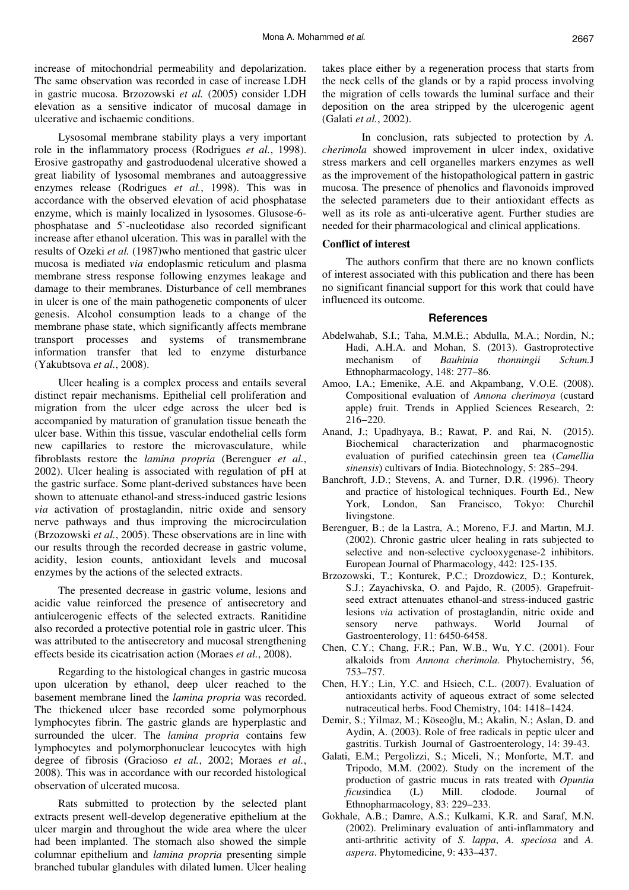increase of mitochondrial permeability and depolarization. The same observation was recorded in case of increase LDH in gastric mucosa. Brzozowski *et al.* (2005) consider LDH elevation as a sensitive indicator of mucosal damage in ulcerative and ischaemic conditions.

Lysosomal membrane stability plays a very important role in the inflammatory process (Rodrigues *et al.*, 1998). Erosive gastropathy and gastroduodenal ulcerative showed a great liability of lysosomal membranes and autoaggressive enzymes release (Rodrigues *et al.*, 1998). This was in accordance with the observed elevation of acid phosphatase enzyme, which is mainly localized in lysosomes. Glusose-6-phosphatase and 5`-nucleotidase also recorded significant increase after ethanol ulceration. This was in parallel with the results of Ozeki *et al.* (1987)who mentioned that gastric ulcer mucosa is mediated *via* endoplasmic reticulum and plasma membrane stress response following enzymes leakage and damage to their membranes. Disturbance of cell membranes in ulcer is one of the main pathogenetic components of ulcer genesis. Alcohol consumption leads to a change of the membrane phase state, which significantly affects membrane transport processes and systems of transmembrane information transfer that led to enzyme disturbance (Yakubtsova *et al.*, 2008).

Ulcer healing is a complex process and entails several distinct repair mechanisms. Epithelial cell proliferation and migration from the ulcer edge across the ulcer bed is accompanied by maturation of granulation tissue beneath the ulcer base. Within this tissue, vascular endothelial cells form new capillaries to restore the microvasculature, while fibroblasts restore the *lamina propria* (Berenguer *et al.*, 2002). Ulcer healing is associated with regulation of pH at the gastric surface. Some plant-derived substances have been shown to attenuate ethanol-and stress-induced gastric lesions *via* activation of prostaglandin, nitric oxide and sensory nerve pathways and thus improving the microcirculation (Brzozowski *et al.*, 2005). These observations are in line with our results through the recorded decrease in gastric volume, acidity, lesion counts, antioxidant levels and mucosal enzymes by the actions of the selected extracts.

The presented decrease in gastric volume, lesions and acidic value reinforced the presence of antisecretory and antiulcerogenic effects of the selected extracts. Ranitidine also recorded a protective potential role in gastric ulcer. This was attributed to the antisecretory and mucosal strengthening effects beside its cicatrisation action (Moraes *et al.*, 2008).

Regarding to the histological changes in gastric mucosa upon ulceration by ethanol, deep ulcer reached to the basement membrane lined the *lamina propria* was recorded. The thickened ulcer base recorded some polymorphous lymphocytes fibrin. The gastric glands are hyperplastic and surrounded the ulcer. The *lamina propria* contains few lymphocytes and polymorphonuclear leucocytes with high degree of fibrosis (Gracioso *et al.*, 2002; Moraes *et al.*, 2008). This was in accordance with our recorded histological observation of ulcerated mucosa.

Rats submitted to protection by the selected plant extracts present well-develop degenerative epithelium at the ulcer margin and throughout the wide area where the ulcer had been implanted. The stomach also showed the simple columnar epithelium and *lamina propria* presenting simple branched tubular glandules with dilated lumen. Ulcer healing takes place either by a regeneration process that starts from the neck cells of the glands or by a rapid process involving the migration of cells towards the luminal surface and their deposition on the area stripped by the ulcerogenic agent (Galati *et al.*, 2002).

In conclusion, rats subjected to protection by *A. cherimola* showed improvement in ulcer index, oxidative stress markers and cell organelles markers enzymes as well as the improvement of the histopathological pattern in gastric mucosa. The presence of phenolics and flavonoids improved the selected parameters due to their antioxidant effects as well as its role as anti-ulcerative agent. Further studies are needed for their pharmacological and clinical applications.

**Conflict of interest**

The authors confirm that there are no known conflicts of interest associated with this publication and there has been no significant financial support for this work that could have influenced its outcome.

## References

Abdelwahab, S.I.; Taha, M.M.E.; Abdulla, M.A.; Nordin, N.; Hadi, A.H.A. and Mohan, S. (2013). Gastroprotective mechanism of *Bauhinia thonningii Schum.*J Ethnopharmacology, 148: 277–86.

Amoo, I.A.; Emenike, A.E. and Akpambang, V.O.E. (2008). Compositional evaluation of *Annona cherimoya* (custard apple) fruit. Trends in Applied Sciences Research, 2: 216–220.

Anand, J.; Upadhyaya, B.; Rawat, P. and Rai, N. (2015). Biochemical characterization and pharmacognostic evaluation of purified catechinsin green tea (*Camellia sinensis*) cultivars of India. Biotechnology, 5: 285–294.

Banchroft, J.D.; Stevens, A. and Turner, D.R. (1996). Theory and practice of histological techniques. Fourth Ed., New York, London, San Francisco, Tokyo: Churchil livingstone.

Berenguer, B.; de la Lastra, A.; Moreno, F.J. and Martın, M.J. (2002). Chronic gastric ulcer healing in rats subjected to selective and non-selective cyclooxygenase-2 inhibitors. European Journal of Pharmacology, 442: 125-135.

Brzozowski, T.; Konturek, P.C.; Drozdowicz, D.; Konturek, S.J.; Zayachivska, O. and Pajdo, R. (2005). Grapefruit-seed extract attenuates ethanol-and stress-induced gastric lesions *via* activation of prostaglandin, nitric oxide and sensory nerve pathways. World Journal of Gastroenterology, 11: 6450-6458.

Chen, C.Y.; Chang, F.R.; Pan, W.B., Wu, Y.C. (2001). Four alkaloids from *Annona cherimola.* Phytochemistry, 56, 753–757.

Chen, H.Y.; Lin, Y.C. and Hsiech, C.L. (2007). Evaluation of antioxidants activity of aqueous extract of some selected nutraceutical herbs. Food Chemistry, 104: 1418–1424.

Demir, S.; Yilmaz, M.; Köseoğlu, M.; Akalin, N.; Aslan, D. and Aydin, A. (2003). Role of free radicals in peptic ulcer and gastritis. Turkish Journal of Gastroenterology, 14: 39-43.

Galati, E.M.; Pergolizzi, S.; Miceli, N.; Monforte, M.T. and Tripodo, M.M. (2002). Study on the increment of the production of gastric mucus in rats treated with *Opuntia ficus*indica (L) Mill. clodode. Journal of Ethnopharmacology, 83: 229–233.

Gokhale, A.B.; Damre, A.S.; Kulkami, K.R. and Saraf, M.N. (2002). Preliminary evaluation of anti-inflammatory and anti-arthritic activity of *S. lappa*, *A. speciosa* and *A. aspera*. Phytomedicine, 9: 433–437.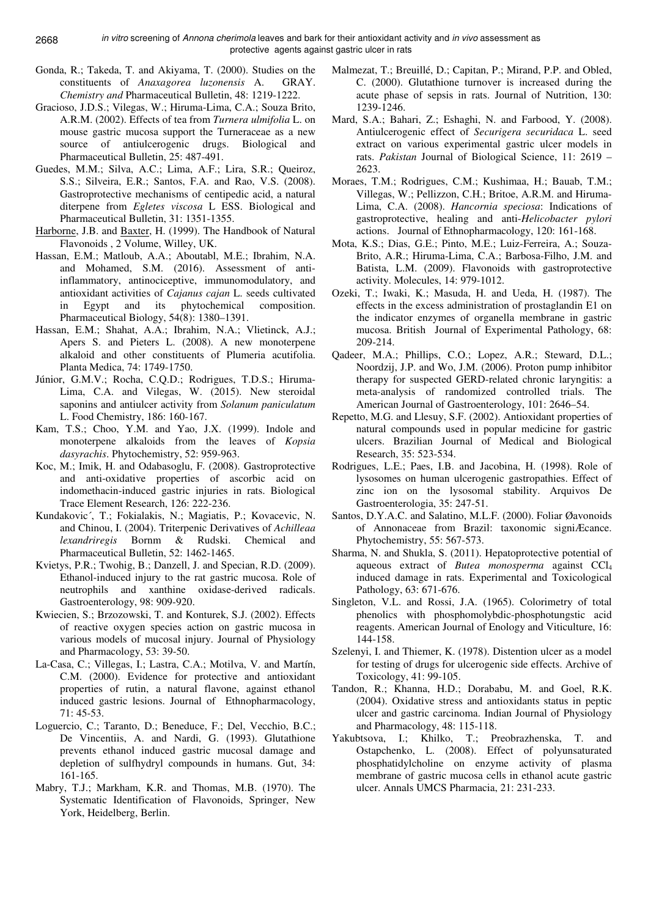Gonda, R.; Takeda, T. and Akiyama, T. (2000). Studies on the constituents of *Anaxagorea luzonensis* A. GRAY. *Chemistry and* Pharmaceutical Bulletin, 48: 1219-1222.

Gracioso, J.D.S.; Vilegas, W.; Hiruma-Lima, C.A.; Souza Brito, A.R.M. (2002). Effects of tea from *Turnera ulmifolia* L. on mouse gastric mucosa support the Turneraceae as a new source of antiulcerogenic drugs. Biological and Pharmaceutical Bulletin, 25: 487-491.

Guedes, M.M.; Silva, A.C.; Lima, A.F.; Lira, S.R.; Queiroz, S.S.; Silveira, E.R.; Santos, F.A. and Rao, V.S. (2008). Gastroprotective mechanisms of centipedic acid, a natural diterpene from *Egletes viscosa* L ESS. Biological and Pharmaceutical Bulletin, 31: 1351-1355.

Harborne, J.B. and Baxter, H. (1999). The Handbook of Natural Flavonoids , 2 Volume, Willey, UK.

Hassan, E.M.; Matloub, A.A.; Aboutabl, M.E.; Ibrahim, N.A. and Mohamed, S.M. (2016). Assessment of anti-inflammatory, antinociceptive, immunomodulatory, and antioxidant activities of *Cajanus cajan* L. seeds cultivated in Egypt and its phytochemical composition. Pharmaceutical Biology, 54(8): 1380–1391.

Hassan, E.M.; Shahat, A.A.; Ibrahim, N.A.; Vlietinck, A.J.; Apers S. and Pieters L. (2008). A new monoterpene alkaloid and other constituents of Plumeria acutifolia. Planta Medica, 74: 1749-1750.

Júnior, G.M.V.; Rocha, C.Q.D.; Rodrigues, T.D.S.; Hiruma-Lima, C.A. and Vilegas, W. (2015). New steroidal saponins and antiulcer activity from *Solanum paniculatum* L. Food Chemistry, 186: 160-167.

Kam, T.S.; Choo, Y.M. and Yao, J.X. (1999). Indole and monoterpene alkaloids from the leaves of *Kopsia dasyrachis*. Phytochemistry, 52: 959-963.

Koc, M.; Imik, H. and Odabasoglu, F. (2008). Gastroprotective and anti-oxidative properties of ascorbic acid on indomethacin-induced gastric injuries in rats. Biological Trace Element Research, 126: 222-236.

Kundakovic´, T.; Fokialakis, N.; Magiatis, P.; Kovacevic, N. and Chinou, I. (2004). Triterpenic Derivatives of *Achilleaa lexandriregis* Bornm & Rudski. Chemical and Pharmaceutical Bulletin, 52: 1462-1465.

Kvietys, P.R.; Twohig, B.; Danzell, J. and Specian, R.D. (2009). Ethanol-induced injury to the rat gastric mucosa. Role of neutrophils and xanthine oxidase-derived radicals. Gastroenterology, 98: 909-920.

Kwiecien, S.; Brzozowski, T. and Konturek, S.J. (2002). Effects of reactive oxygen species action on gastric mucosa in various models of mucosal injury. Journal of Physiology and Pharmacology, 53: 39-50.

La-Casa, C.; Villegas, I.; Lastra, C.A.; Motilva, V. and Martín, C.M. (2000). Evidence for protective and antioxidant properties of rutin, a natural flavone, against ethanol induced gastric lesions. Journal of Ethnopharmacology, 71: 45-53.

Loguercio, C.; Taranto, D.; Beneduce, F.; Del, Vecchio, B.C.; De Vincentiis, A. and Nardi, G. (1993). Glutathione prevents ethanol induced gastric mucosal damage and depletion of sulfhydryl compounds in humans. Gut, 34: 161-165.

Mabry, T.J.; Markham, K.R. and Thomas, M.B. (1970). The Systematic Identification of Flavonoids, Springer, New York, Heidelberg, Berlin.

Malmezat, T.; Breuillé, D.; Capitan, P.; Mirand, P.P. and Obled, C. (2000). Glutathione turnover is increased during the acute phase of sepsis in rats. Journal of Nutrition, 130: 1239-1246.

Mard, S.A.; Bahari, Z.; Eshaghi, N. and Farbood, Y. (2008). Antiulcerogenic effect of *Securigera securidaca* L. seed extract on various experimental gastric ulcer models in rats. *Pakistan* Journal of Biological Science, 11: 2619 – 2623.

Moraes, T.M.; Rodrigues, C.M.; Kushimaa, H.; Bauab, T.M.; Villegas, W.; Pellizzon, C.H.; Britoe, A.R.M. and Hiruma-Lima, C.A. (2008). *Hancornia speciosa*: Indications of gastroprotective, healing and anti-*Helicobacter pylori* actions. Journal of Ethnopharmacology, 120: 161-168.

Mota, K.S.; Dias, G.E.; Pinto, M.E.; Luiz-Ferreira, A.; Souza-Brito, A.R.; Hiruma-Lima, C.A.; Barbosa-Filho, J.M. and Batista, L.M. (2009). Flavonoids with gastroprotective activity. Molecules, 14: 979-1012.

Ozeki, T.; Iwaki, K.; Masuda, H. and Ueda, H. (1987). The effects in the excess administration of prostaglandin E1 on the indicator enzymes of organella membrane in gastric mucosa. British Journal of Experimental Pathology, 68: 209-214.

Qadeer, M.A.; Phillips, C.O.; Lopez, A.R.; Steward, D.L.; Noordzij, J.P. and Wo, J.M. (2006). Proton pump inhibitor therapy for suspected GERD-related chronic laryngitis: a meta-analysis of randomized controlled trials. The American Journal of Gastroenterology, 101: 2646–54.

Repetto, M.G. and Llesuy, S.F. (2002). Antioxidant properties of natural compounds used in popular medicine for gastric ulcers. Brazilian Journal of Medical and Biological Research, 35: 523-534.

Rodrigues, L.E.; Paes, I.B. and Jacobina, H. (1998). Role of lysosomes on human ulcerogenic gastropathies. Effect of zinc ion on the lysosomal stability. Arquivos De Gastroenterologia, 35: 247-51.

Santos, D.Y.A.C. and Salatino, M.L.F. (2000). Foliar Øavonoids of Annonaceae from Brazil: taxonomic signiÆcance. Phytochemistry, 55: 567-573.

Sharma, N. and Shukla, S. (2011). Hepatoprotective potential of aqueous extract of *Butea monosperma* against $CCl_4$ induced damage in rats. Experimental and Toxicological Pathology, 63: 671-676.

Singleton, V.L. and Rossi, J.A. (1965). Colorimetry of total phenolics with phosphomolybdic-phosphotungstic acid reagents. American Journal of Enology and Viticulture, 16: 144-158.

Szelenyi, I. and Thiemer, K. (1978). Distention ulcer as a model for testing of drugs for ulcerogenic side effects. Archive of Toxicology, 41: 99-105.

Tandon, R.; Khanna, H.D.; Dorababu, M. and Goel, R.K. (2004). Oxidative stress and antioxidants status in peptic ulcer and gastric carcinoma. Indian Journal of Physiology and Pharmacology, 48: 115-118.

Yakubtsova, I.; Khilko, T.; Preobrazhenska, T. and Ostapchenko, L. (2008). Effect of polyunsaturated phosphatidylcholine on enzyme activity of plasma membrane of gastric mucosa cells in ethanol acute gastric ulcer. Annals UMCS Pharmacia, 21: 231-233.